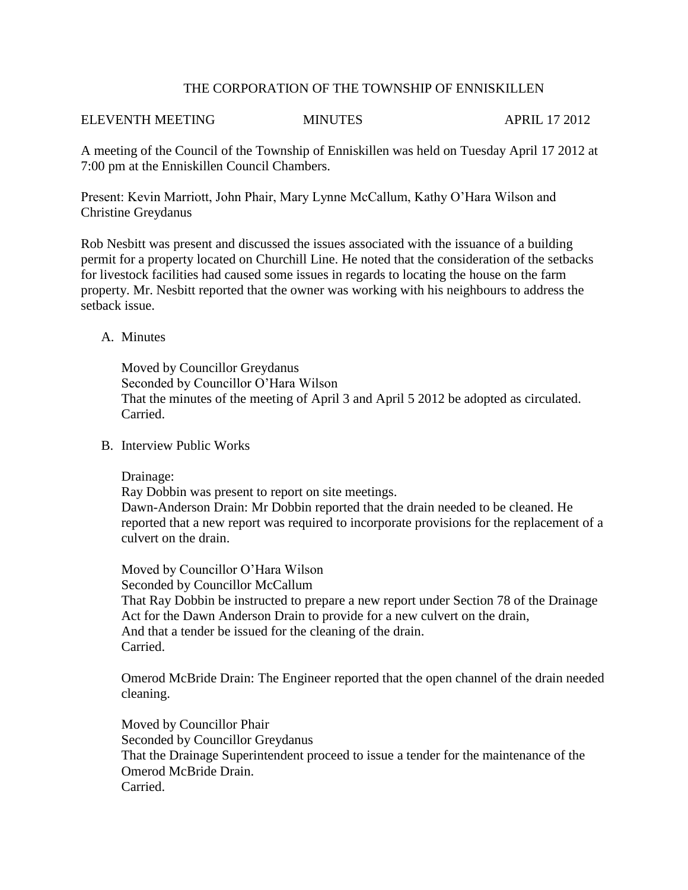# THE CORPORATION OF THE TOWNSHIP OF ENNISKILLEN

ELEVENTH MEETING MINUTES APRIL 17 2012

A meeting of the Council of the Township of Enniskillen was held on Tuesday April 17 2012 at 7:00 pm at the Enniskillen Council Chambers.

Present: Kevin Marriott, John Phair, Mary Lynne McCallum, Kathy O'Hara Wilson and Christine Greydanus

Rob Nesbitt was present and discussed the issues associated with the issuance of a building permit for a property located on Churchill Line. He noted that the consideration of the setbacks for livestock facilities had caused some issues in regards to locating the house on the farm property. Mr. Nesbitt reported that the owner was working with his neighbours to address the setback issue.

A. Minutes

Moved by Councillor Greydanus
Seconded by Councillor O'Hara Wilson
That the minutes of the meeting of April 3 and April 5 2012 be adopted as circulated.
Carried.

B. Interview Public Works

Drainage:
Ray Dobbin was present to report on site meetings.
Dawn-Anderson Drain: Mr Dobbin reported that the drain needed to be cleaned. He reported that a new report was required to incorporate provisions for the replacement of a culvert on the drain.

Moved by Councillor O'Hara Wilson
Seconded by Councillor McCallum
That Ray Dobbin be instructed to prepare a new report under Section 78 of the Drainage Act for the Dawn Anderson Drain to provide for a new culvert on the drain,
And that a tender be issued for the cleaning of the drain.
Carried.

Omerod McBride Drain: The Engineer reported that the open channel of the drain needed cleaning.

Moved by Councillor Phair
Seconded by Councillor Greydanus
That the Drainage Superintendent proceed to issue a tender for the maintenance of the Omerod McBride Drain.
Carried.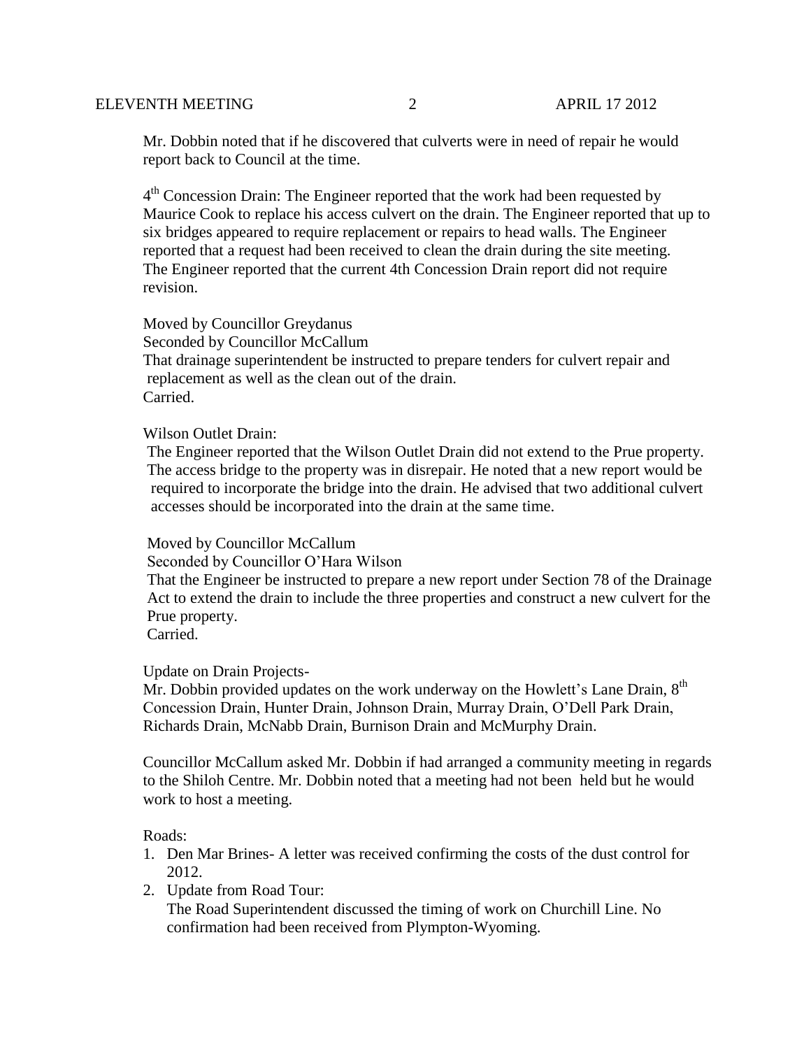Mr. Dobbin noted that if he discovered that culverts were in need of repair he would report back to Council at the time.

4th Concession Drain: The Engineer reported that the work had been requested by Maurice Cook to replace his access culvert on the drain. The Engineer reported that up to six bridges appeared to require replacement or repairs to head walls. The Engineer reported that a request had been received to clean the drain during the site meeting. The Engineer reported that the current 4th Concession Drain report did not require revision.

Moved by Councillor Greydanus
Seconded by Councillor McCallum
That drainage superintendent be instructed to prepare tenders for culvert repair and replacement as well as the clean out of the drain.
Carried.

Wilson Outlet Drain:
The Engineer reported that the Wilson Outlet Drain did not extend to the Prue property. The access bridge to the property was in disrepair. He noted that a new report would be required to incorporate the bridge into the drain. He advised that two additional culvert accesses should be incorporated into the drain at the same time.

Moved by Councillor McCallum
Seconded by Councillor O'Hara Wilson
That the Engineer be instructed to prepare a new report under Section 78 of the Drainage Act to extend the drain to include the three properties and construct a new culvert for the Prue property.
Carried.

Update on Drain Projects-
Mr. Dobbin provided updates on the work underway on the Howlett's Lane Drain, 8th Concession Drain, Hunter Drain, Johnson Drain, Murray Drain, O'Dell Park Drain, Richards Drain, McNabb Drain, Burnison Drain and McMurphy Drain.

Councillor McCallum asked Mr. Dobbin if had arranged a community meeting in regards to the Shiloh Centre. Mr. Dobbin noted that a meeting had not been held but he would work to host a meeting.

Roads:

1. Den Mar Brines- A letter was received confirming the costs of the dust control for 2012.
2. Update from Road Tour:
   The Road Superintendent discussed the timing of work on Churchill Line. No confirmation had been received from Plympton-Wyoming.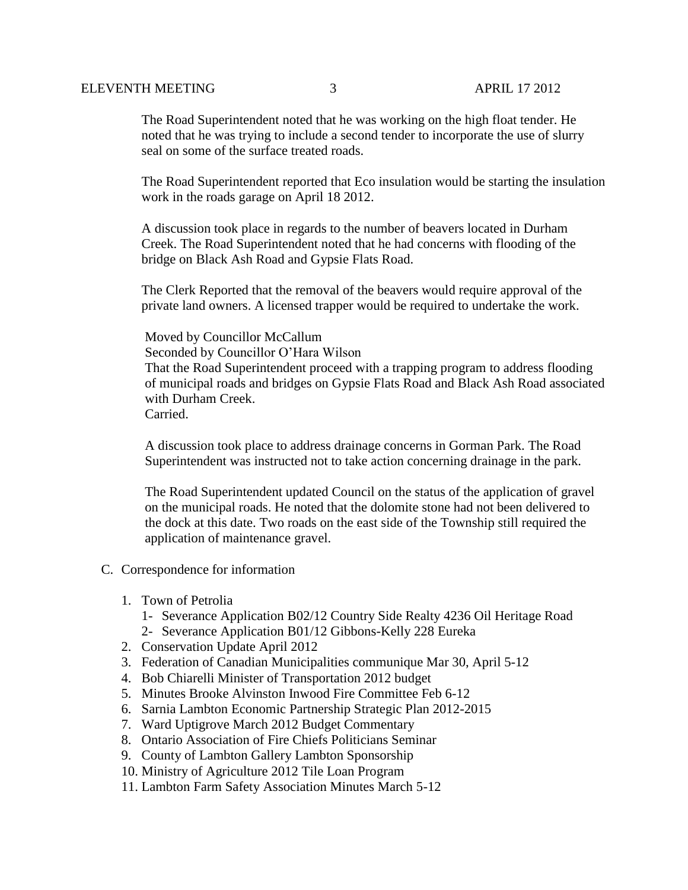The Road Superintendent noted that he was working on the high float tender. He noted that he was trying to include a second tender to incorporate the use of slurry seal on some of the surface treated roads.

The Road Superintendent reported that Eco insulation would be starting the insulation work in the roads garage on April 18 2012.

A discussion took place in regards to the number of beavers located in Durham Creek. The Road Superintendent noted that he had concerns with flooding of the bridge on Black Ash Road and Gypsie Flats Road.

The Clerk Reported that the removal of the beavers would require approval of the private land owners. A licensed trapper would be required to undertake the work.

Moved by Councillor McCallum
Seconded by Councillor O'Hara Wilson
That the Road Superintendent proceed with a trapping program to address flooding of municipal roads and bridges on Gypsie Flats Road and Black Ash Road associated with Durham Creek.
Carried.

A discussion took place to address drainage concerns in Gorman Park. The Road Superintendent was instructed not to take action concerning drainage in the park.

The Road Superintendent updated Council on the status of the application of gravel on the municipal roads. He noted that the dolomite stone had not been delivered to the dock at this date. Two roads on the east side of the Township still required the application of maintenance gravel.

C. Correspondence for information

1. Town of Petrolia
   1- Severance Application B02/12 Country Side Realty 4236 Oil Heritage Road
   2- Severance Application B01/12 Gibbons-Kelly 228 Eureka
2. Conservation Update April 2012
3. Federation of Canadian Municipalities communique Mar 30, April 5-12
4. Bob Chiarelli Minister of Transportation 2012 budget
5. Minutes Brooke Alvinston Inwood Fire Committee Feb 6-12
6. Sarnia Lambton Economic Partnership Strategic Plan 2012-2015
7. Ward Uptigrove March 2012 Budget Commentary
8. Ontario Association of Fire Chiefs Politicians Seminar
9. County of Lambton Gallery Lambton Sponsorship
10. Ministry of Agriculture 2012 Tile Loan Program
11. Lambton Farm Safety Association Minutes March 5-12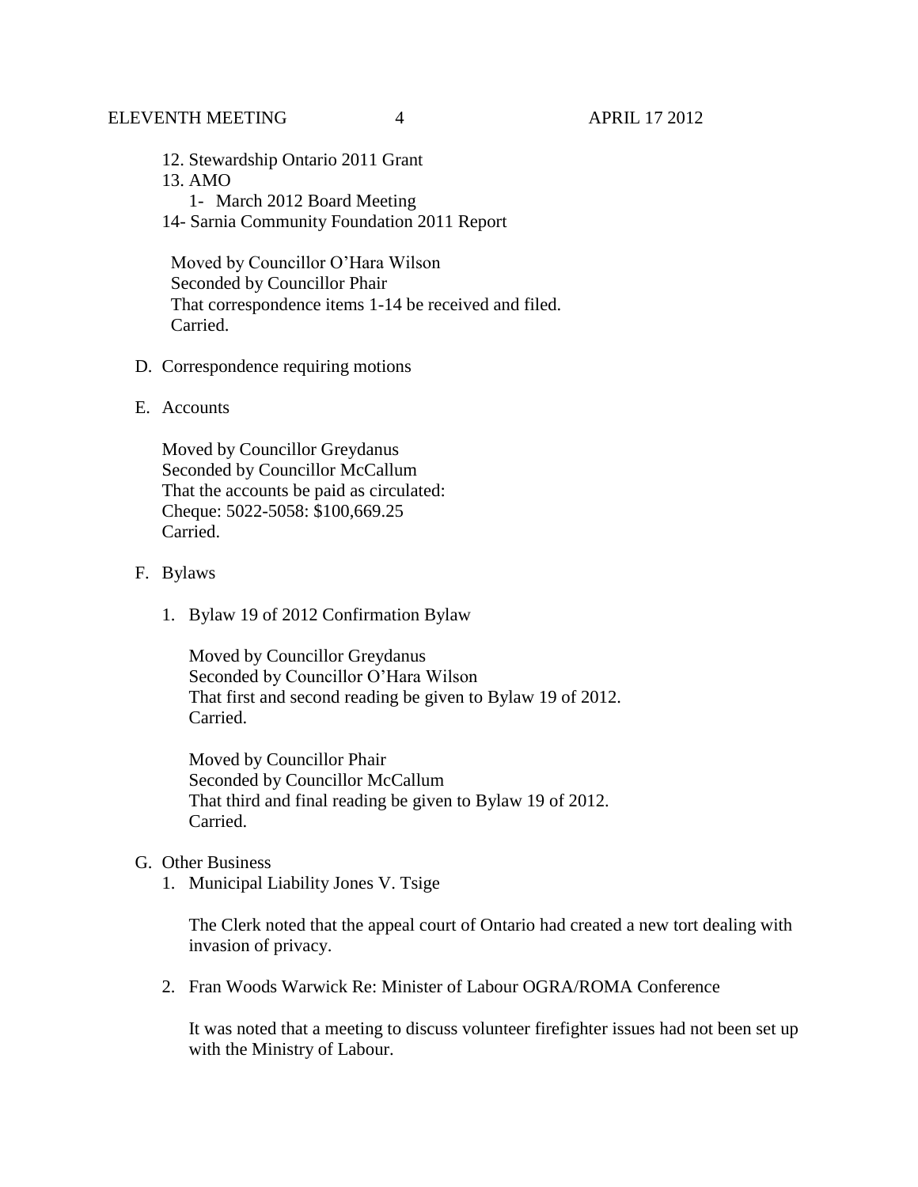12. Stewardship Ontario 2011 Grant
13. AMO
    1- March 2012 Board Meeting
14- Sarnia Community Foundation 2011 Report

Moved by Councillor O'Hara Wilson
Seconded by Councillor Phair
That correspondence items 1-14 be received and filed.
Carried.

D. Correspondence requiring motions

E. Accounts

Moved by Councillor Greydanus
Seconded by Councillor McCallum
That the accounts be paid as circulated:
Cheque: 5022-5058: $100,669.25
Carried.

F. Bylaws

1. Bylaw 19 of 2012 Confirmation Bylaw

   Moved by Councillor Greydanus
   Seconded by Councillor O'Hara Wilson
   That first and second reading be given to Bylaw 19 of 2012.
   Carried.

   Moved by Councillor Phair
   Seconded by Councillor McCallum
   That third and final reading be given to Bylaw 19 of 2012.
   Carried.

G. Other Business

1. Municipal Liability Jones V. Tsige

   The Clerk noted that the appeal court of Ontario had created a new tort dealing with invasion of privacy.

2. Fran Woods Warwick Re: Minister of Labour OGRA/ROMA Conference

   It was noted that a meeting to discuss volunteer firefighter issues had not been set up with the Ministry of Labour.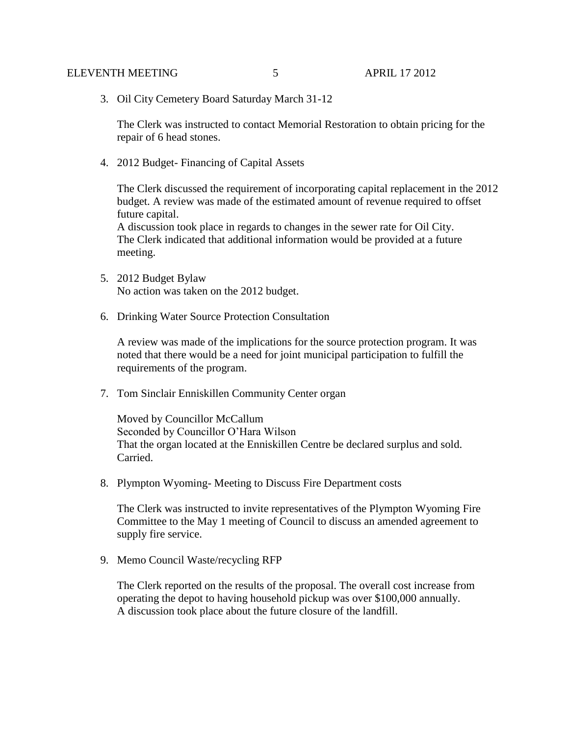3. Oil City Cemetery Board Saturday March 31-12

   The Clerk was instructed to contact Memorial Restoration to obtain pricing for the repair of 6 head stones.

4. 2012 Budget- Financing of Capital Assets

   The Clerk discussed the requirement of incorporating capital replacement in the 2012 budget. A review was made of the estimated amount of revenue required to offset future capital.
   A discussion took place in regards to changes in the sewer rate for Oil City.
   The Clerk indicated that additional information would be provided at a future meeting.

5. 2012 Budget Bylaw
   No action was taken on the 2012 budget.

6. Drinking Water Source Protection Consultation

   A review was made of the implications for the source protection program. It was noted that there would be a need for joint municipal participation to fulfill the requirements of the program.

7. Tom Sinclair Enniskillen Community Center organ

   Moved by Councillor McCallum
   Seconded by Councillor O'Hara Wilson
   That the organ located at the Enniskillen Centre be declared surplus and sold.
   Carried.

8. Plympton Wyoming- Meeting to Discuss Fire Department costs

   The Clerk was instructed to invite representatives of the Plympton Wyoming Fire Committee to the May 1 meeting of Council to discuss an amended agreement to supply fire service.

9. Memo Council Waste/recycling RFP

   The Clerk reported on the results of the proposal. The overall cost increase from operating the depot to having household pickup was over $100,000 annually.
   A discussion took place about the future closure of the landfill.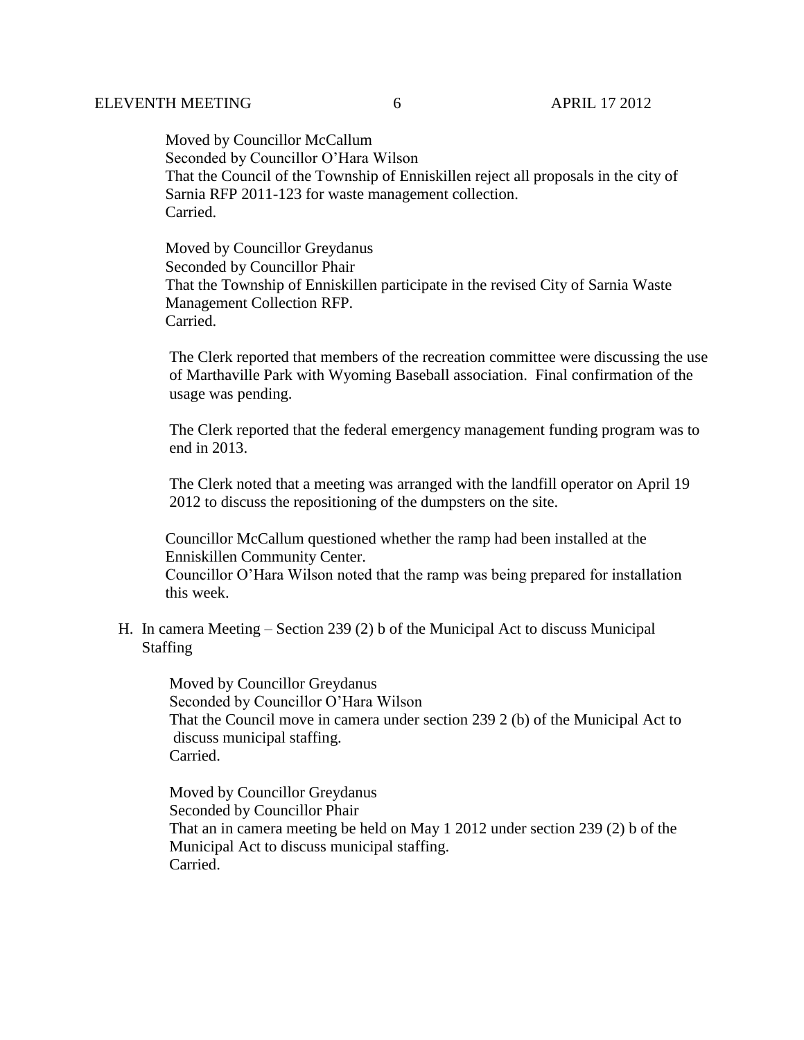Moved by Councillor McCallum
Seconded by Councillor O'Hara Wilson
That the Council of the Township of Enniskillen reject all proposals in the city of Sarnia RFP 2011-123 for waste management collection.
Carried.

Moved by Councillor Greydanus
Seconded by Councillor Phair
That the Township of Enniskillen participate in the revised City of Sarnia Waste Management Collection RFP.
Carried.

The Clerk reported that members of the recreation committee were discussing the use of Marthaville Park with Wyoming Baseball association. Final confirmation of the usage was pending.

The Clerk reported that the federal emergency management funding program was to end in 2013.

The Clerk noted that a meeting was arranged with the landfill operator on April 19 2012 to discuss the repositioning of the dumpsters on the site.

Councillor McCallum questioned whether the ramp had been installed at the Enniskillen Community Center.
Councillor O'Hara Wilson noted that the ramp was being prepared for installation this week.

H. In camera Meeting – Section 239 (2) b of the Municipal Act to discuss Municipal Staffing

Moved by Councillor Greydanus
Seconded by Councillor O'Hara Wilson
That the Council move in camera under section 239 2 (b) of the Municipal Act to discuss municipal staffing.
Carried.

Moved by Councillor Greydanus
Seconded by Councillor Phair
That an in camera meeting be held on May 1 2012 under section 239 (2) b of the Municipal Act to discuss municipal staffing.
Carried.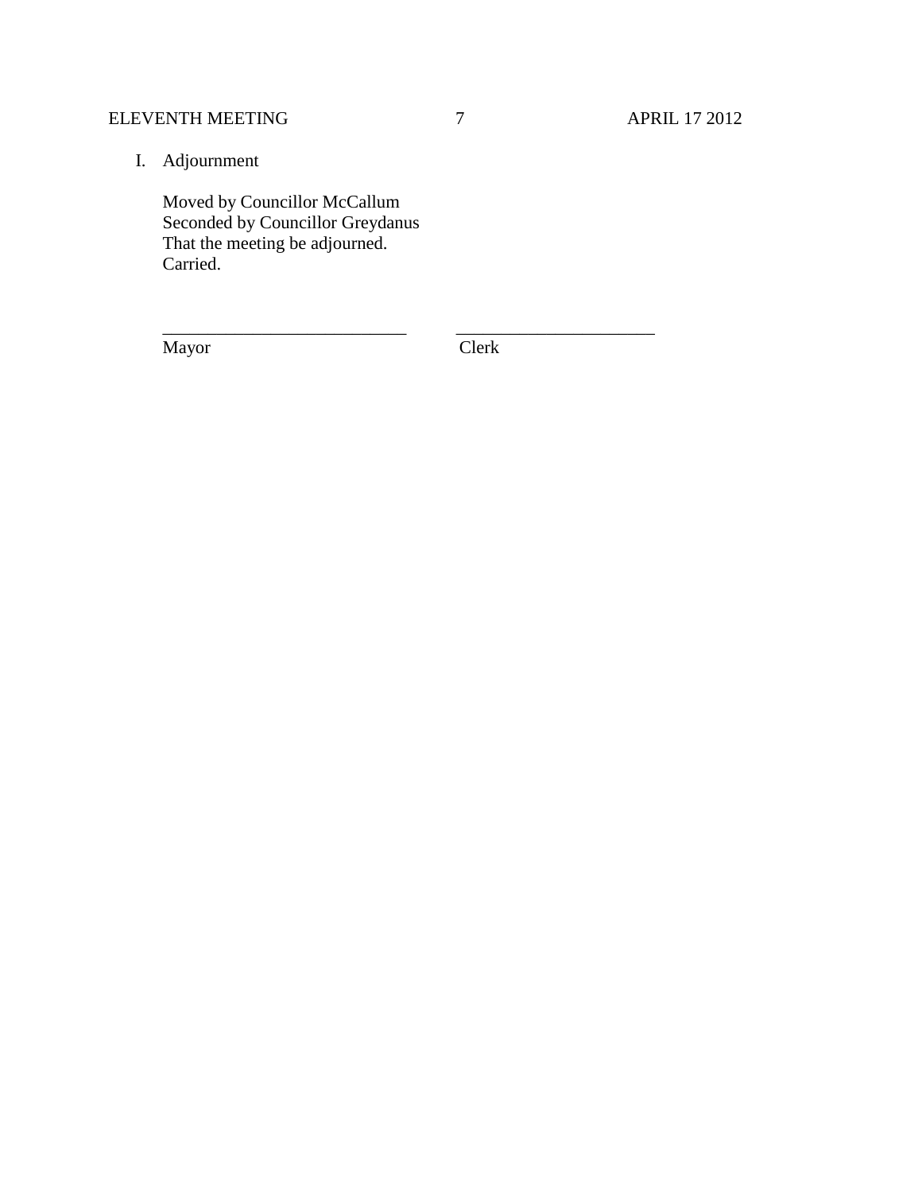I. Adjournment

Moved by Councillor McCallum  
Seconded by Councillor Greydanus  
That the meeting be adjourned.  
Carried.

\_\_\_\_\_\_\_\_\_\_\_\_\_\_\_\_\_\_\_\_\_\_\_\_\_\_\_\_ \_\_\_\_\_\_\_\_\_\_\_\_\_\_\_\_\_\_\_\_\_\_\_\_

Mayor Clerk